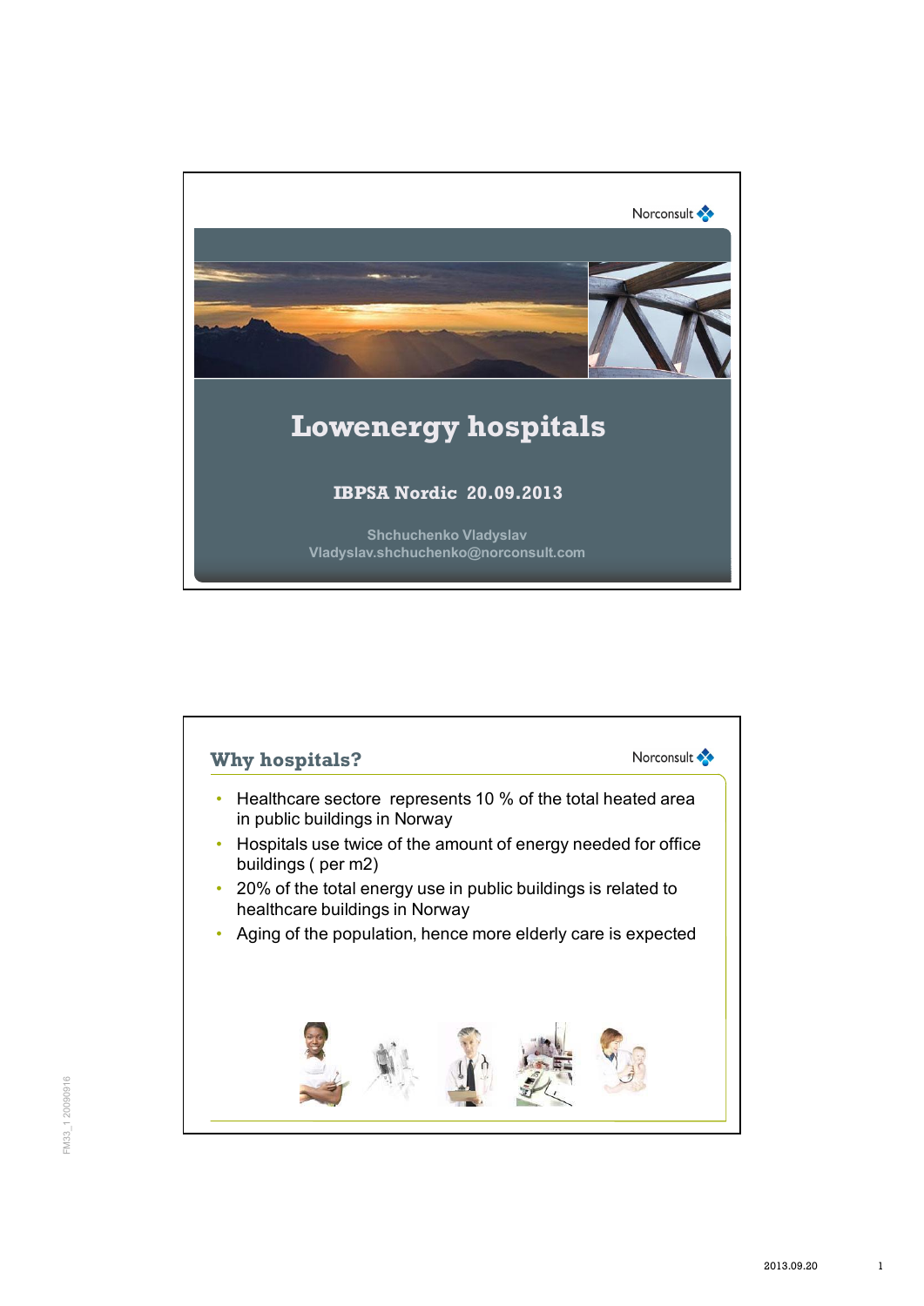# Lowenergy hospitals

**IBPSA Nordic 20.09.2013**

Shchuchenko Vladyslav
Vladyslav.shchuchenko@norconsult.com

## Why hospitals?

- Healthcare sectore represents 10 % of the total heated area in public buildings in Norway
- Hospitals use twice of the amount of energy needed for office buildings ( per m2)
- 20% of the total energy use in public buildings is related to healthcare buildings in Norway
- Aging of the population, hence more elderly care is expected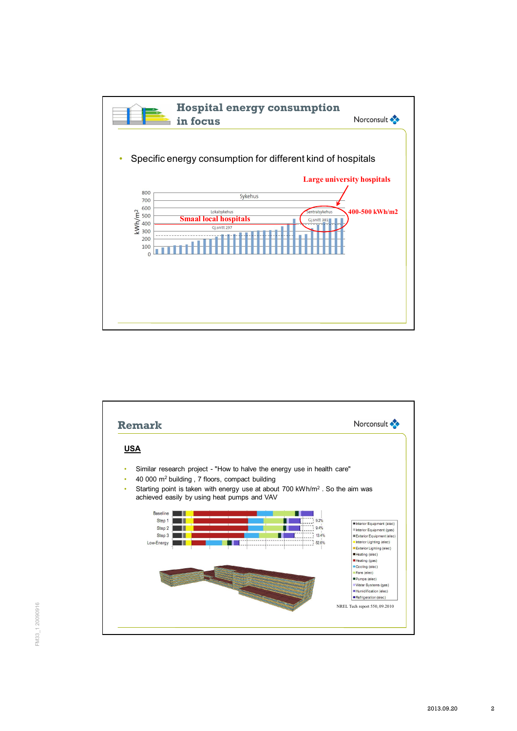# Hospital energy consumption in focus

Norconsult

- Specific energy consumption for different kind of hospitals

Large university hospitals

400-500 kWh/m2

Smaal local hospitals

Sykehus

Lokalsykehus

Sentralsykehus

Gj.snitt 237

Gj.snitt 381

kWh/m2

# Remark

Norconsult

## USA

- Similar research project - "How to halve the energy use in health care"
- 40 000 m$^2$ building , 7 floors, compact building
- Starting point is taken with energy use at about 700 kWh/m$^2$ . So the aim was achieved easily by using heat pumps and VAV

Baseline, Step 1, Step 2, Step 3, Low-Energy

9.2%, 9.4%, 13.4%, 52.6%

Interior Equipment (elec), Interior Equipment (gas), Exterior Equipment (elec), Interior Lighting (elec), Exterior Lighting (elec), Heating (elec), Heating (gas), Cooling (elec), Fans (elec), Pumps (elec), Water Systems (gas), Humidification (elec), Refrigeration (elec)

NREL Tech report 550, 09.2010

FM33_1 20090916

2013.09.20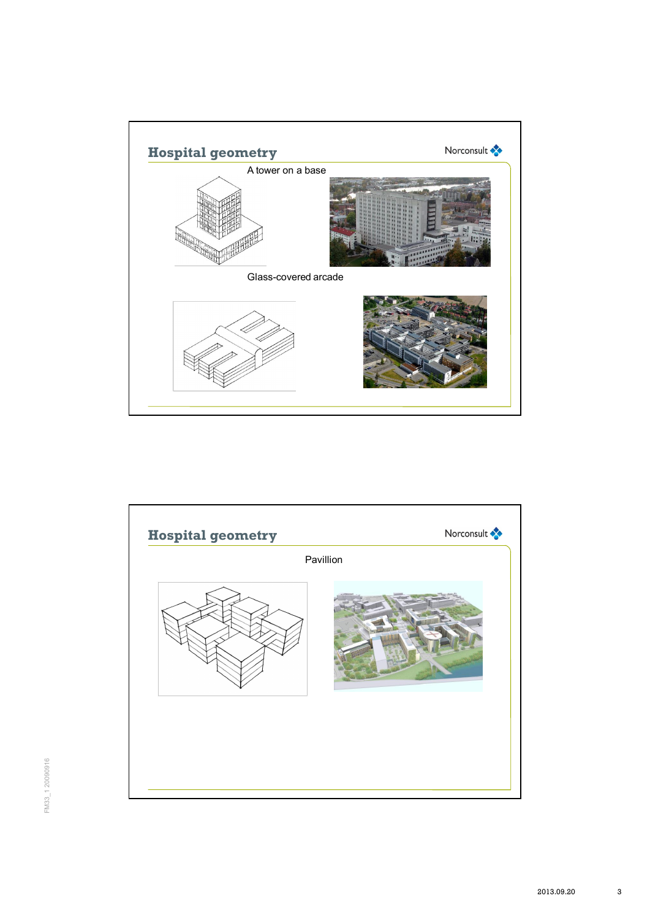## Hospital geometry

Norconsult

A tower on a base

Glass-covered arcade

## Hospital geometry

Norconsult

Pavillion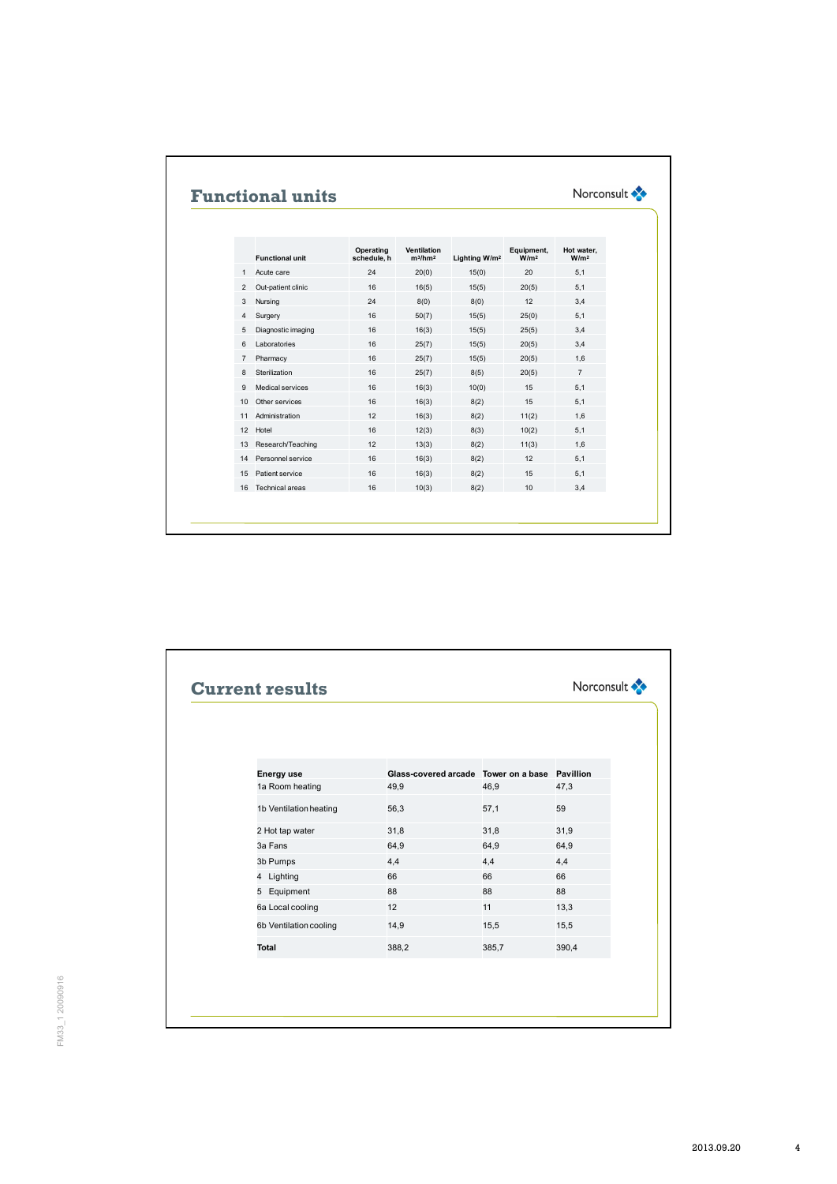## Functional units

Norconsult

| | Functional unit | Operating schedule, h | Ventilation m³/hm² | Lighting W/m² | Equipment, W/m² | Hot water, W/m² |
|---|---|---|---|---|---|---|
| 1 | Acute care | 24 | 20(0) | 15(0) | 20 | 5,1 |
| 2 | Out-patient clinic | 16 | 16(5) | 15(5) | 20(5) | 5,1 |
| 3 | Nursing | 24 | 8(0) | 8(0) | 12 | 3,4 |
| 4 | Surgery | 16 | 50(7) | 15(5) | 25(0) | 5,1 |
| 5 | Diagnostic imaging | 16 | 16(3) | 15(5) | 25(5) | 3,4 |
| 6 | Laboratories | 16 | 25(7) | 15(5) | 20(5) | 3,4 |
| 7 | Pharmacy | 16 | 25(7) | 15(5) | 20(5) | 1,6 |
| 8 | Sterilization | 16 | 25(7) | 8(5) | 20(5) | 7 |
| 9 | Medical services | 16 | 16(3) | 10(0) | 15 | 5,1 |
| 10 | Other services | 16 | 16(3) | 8(2) | 15 | 5,1 |
| 11 | Administration | 12 | 16(3) | 8(2) | 11(2) | 1,6 |
| 12 | Hotel | 16 | 12(3) | 8(3) | 10(2) | 5,1 |
| 13 | Research/Teaching | 12 | 13(3) | 8(2) | 11(3) | 1,6 |
| 14 | Personnel service | 16 | 16(3) | 8(2) | 12 | 5,1 |
| 15 | Patient service | 16 | 16(3) | 8(2) | 15 | 5,1 |
| 16 | Technical areas | 16 | 10(3) | 8(2) | 10 | 3,4 |

## Current results

Norconsult

| Energy use | Glass-covered arcade | Tower on a base | Pavillion |
|---|---|---|---|
| 1a Room heating | 49,9 | 46,9 | 47,3 |
| 1b Ventilation heating | 56,3 | 57,1 | 59 |
| 2 Hot tap water | 31,8 | 31,8 | 31,9 |
| 3a Fans | 64,9 | 64,9 | 64,9 |
| 3b Pumps | 4,4 | 4,4 | 4,4 |
| 4 Lighting | 66 | 66 | 66 |
| 5 Equipment | 88 | 88 | 88 |
| 6a Local cooling | 12 | 11 | 13,3 |
| 6b Ventilation cooling | 14,9 | 15,5 | 15,5 |
| **Total** | 388,2 | 385,7 | 390,4 |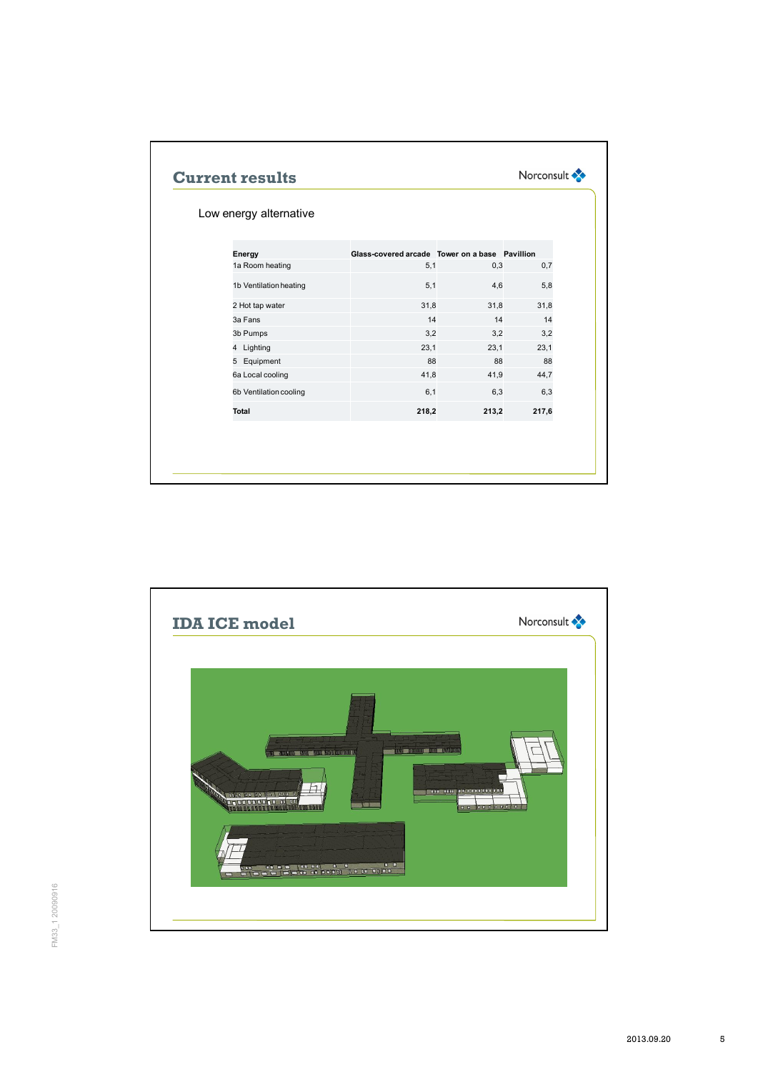## Current results

Low energy alternative

| Energy | Glass-covered arcade | Tower on a base | Pavillion |
|---|---|---|---|
| 1a Room heating | 5,1 | 0,3 | 0,7 |
| 1b Ventilation heating | 5,1 | 4,6 | 5,8 |
| 2 Hot tap water | 31,8 | 31,8 | 31,8 |
| 3a Fans | 14 | 14 | 14 |
| 3b Pumps | 3,2 | 3,2 | 3,2 |
| 4 Lighting | 23,1 | 23,1 | 23,1 |
| 5 Equipment | 88 | 88 | 88 |
| 6a Local cooling | 41,8 | 41,9 | 44,7 |
| 6b Ventilation cooling | 6,1 | 6,3 | 6,3 |
| **Total** | **218,2** | **213,2** | **217,6** |

## IDA ICE model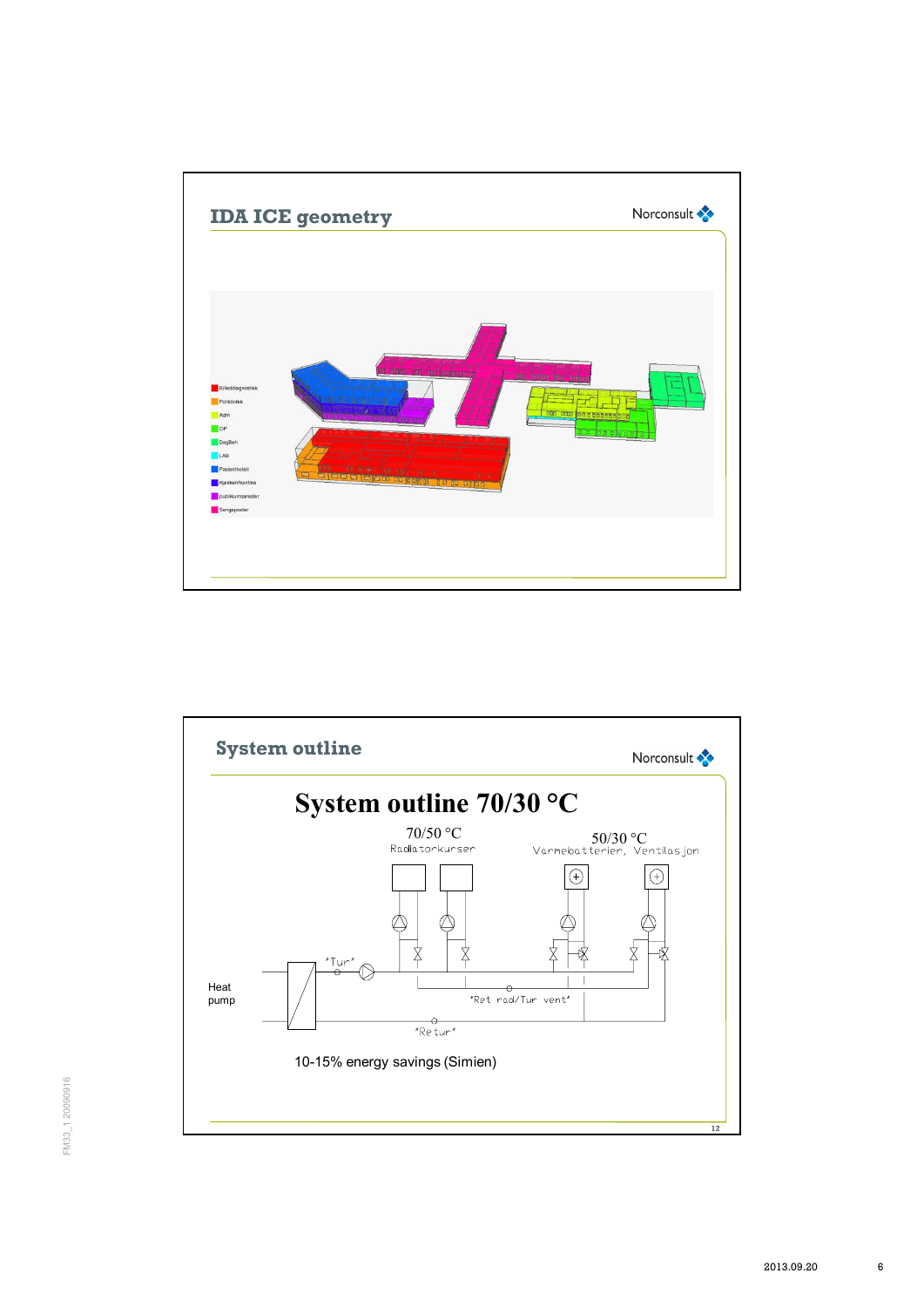## IDA ICE geometry

- Bildediagnostikk
- Poliklinikk
- Adm
- OP
- DagBeh
- LAB
- Pasienthotell
- Kjøkken/kantine
- publikumsarealer
- Sengeposter

## System outline

# System outline 70/30 °C

70/50 °C
Radiatorkurser

50/30 °C
Varmebatterier, Ventilasjon

"Tur"

"Ret rad/Tur vent"

"Retur"

Heat pump

10-15% energy savings (Simien)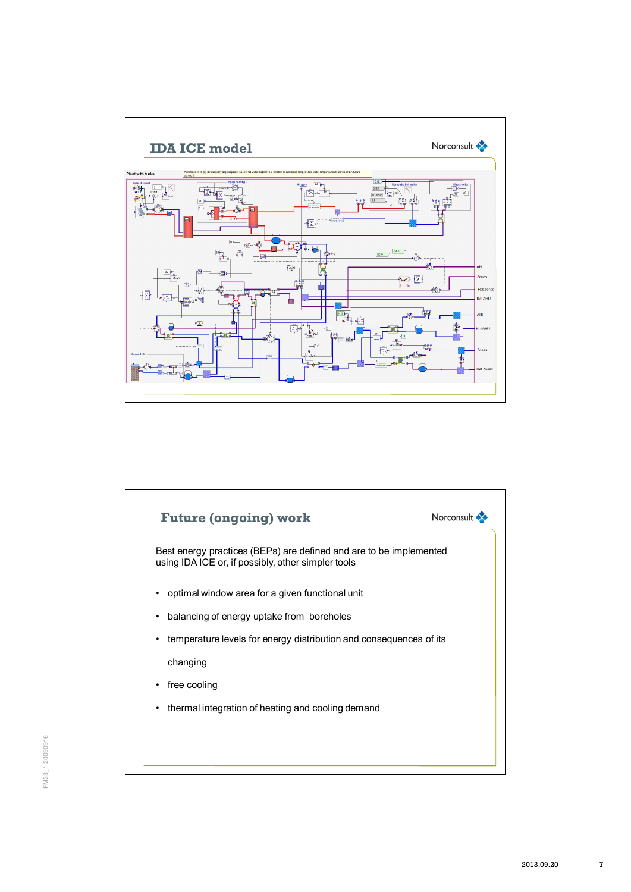## IDA ICE model

Norconsult

## Future (ongoing) work

Norconsult

Best energy practices (BEPs) are defined and are to be implemented using IDA ICE or, if possibly, other simpler tools

- optimal window area for a given functional unit
- balancing of energy uptake from boreholes
- temperature levels for energy distribution and consequences of its changing
- free cooling
- thermal integration of heating and cooling demand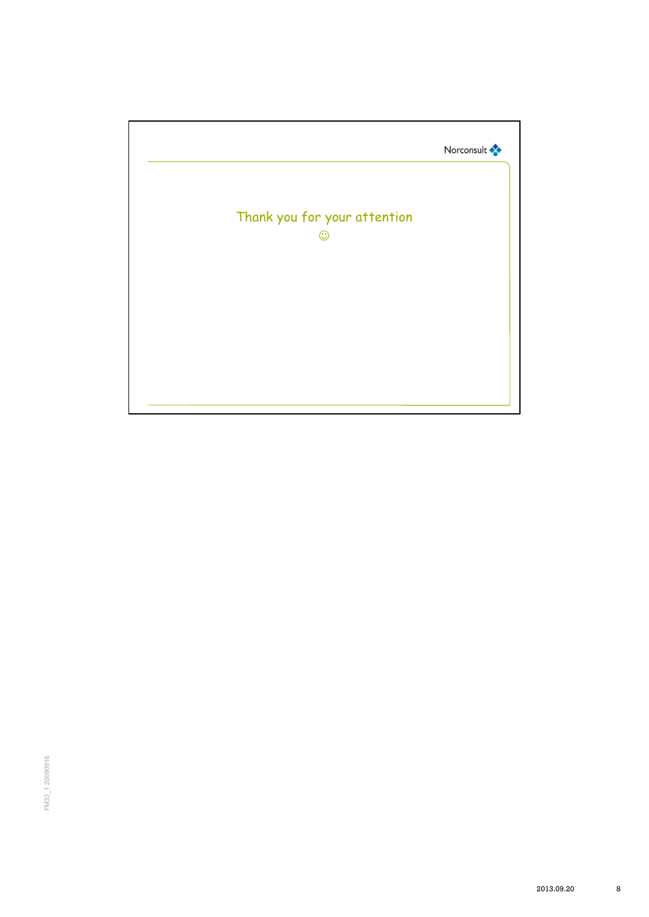Norconsult

Thank you for your attention

☺